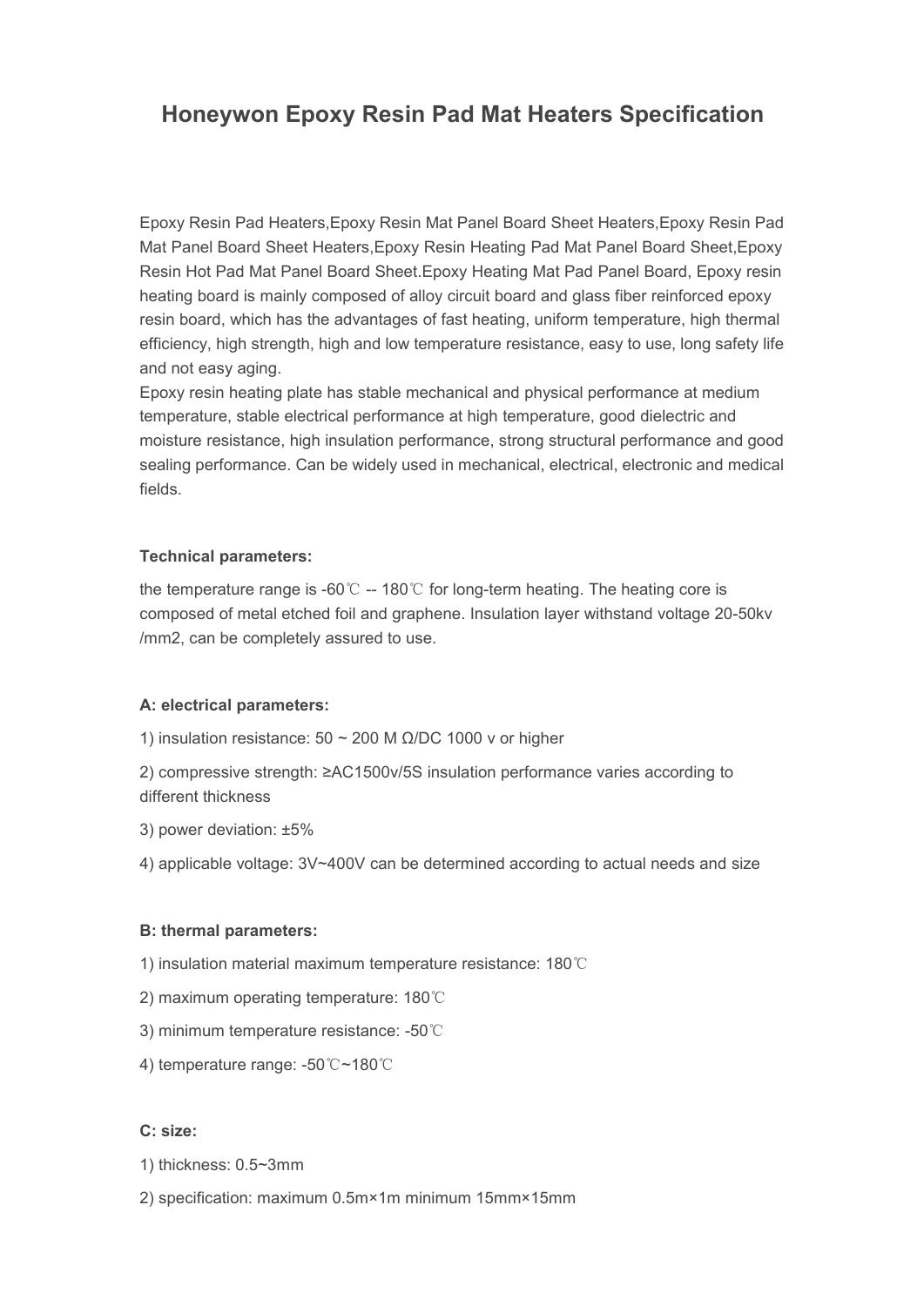# Honeywon Epoxy Resin Pad Mat Heaters Specification

Epoxy Resin Pad Heaters,Epoxy Resin Mat Panel Board Sheet Heaters,Epoxy Resin Pad Mat Panel Board Sheet Heaters,Epoxy Resin Heating Pad Mat Panel Board Sheet,Epoxy Resin Hot Pad Mat Panel Board Sheet.Epoxy Heating Mat Pad Panel Board, Epoxy resin heating board is mainly composed of alloy circuit board and glass fiber reinforced epoxy resin board, which has the advantages of fast heating, uniform temperature, high thermal efficiency, high strength, high and low temperature resistance, easy to use, long safety life and not easy aging.

Epoxy resin heating plate has stable mechanical and physical performance at medium temperature, stable electrical performance at high temperature, good dielectric and moisture resistance, high insulation performance, strong structural performance and good sealing performance. Can be widely used in mechanical, electrical, electronic and medical fields.

**Technical parameters:**

the temperature range is -60℃ -- 180℃ for long-term heating. The heating core is composed of metal etched foil and graphene. Insulation layer withstand voltage 20-50kv /mm2, can be completely assured to use.

**A: electrical parameters:**

1) insulation resistance: 50 ~ 200 M Ω/DC 1000 v or higher

2) compressive strength: ≥AC1500v/5S insulation performance varies according to different thickness

3) power deviation: ±5%

4) applicable voltage: 3V~400V can be determined according to actual needs and size

**B: thermal parameters:**

1) insulation material maximum temperature resistance: 180℃

2) maximum operating temperature: 180℃

3) minimum temperature resistance: -50℃

4) temperature range: -50℃~180℃

**C: size:**

1) thickness: 0.5~3mm

2) specification: maximum 0.5m×1m minimum 15mm×15mm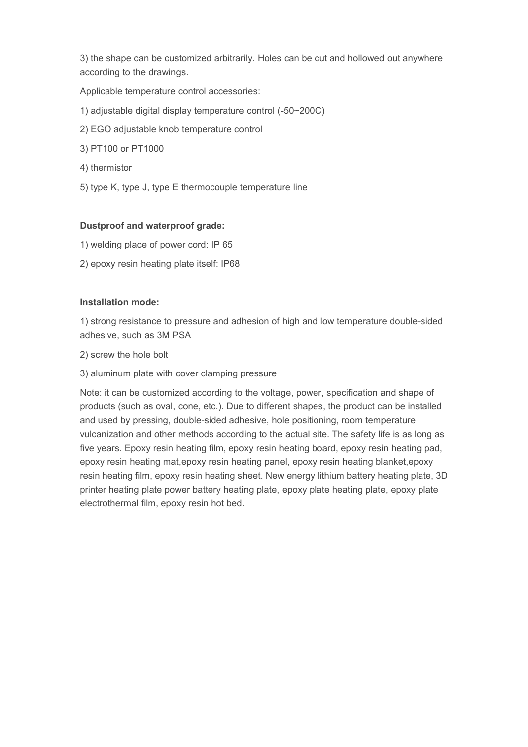3) the shape can be customized arbitrarily. Holes can be cut and hollowed out anywhere according to the drawings.

Applicable temperature control accessories:

1) adjustable digital display temperature control (-50~200C)

2) EGO adjustable knob temperature control

3) PT100 or PT1000

4) thermistor

5) type K, type J, type E thermocouple temperature line

**Dustproof and waterproof grade:**

1) welding place of power cord: IP 65

2) epoxy resin heating plate itself: IP68

**Installation mode:**

1) strong resistance to pressure and adhesion of high and low temperature double-sided adhesive, such as 3M PSA

2) screw the hole bolt

3) aluminum plate with cover clamping pressure

Note: it can be customized according to the voltage, power, specification and shape of products (such as oval, cone, etc.). Due to different shapes, the product can be installed and used by pressing, double-sided adhesive, hole positioning, room temperature vulcanization and other methods according to the actual site. The safety life is as long as five years. Epoxy resin heating film, epoxy resin heating board, epoxy resin heating pad, epoxy resin heating mat,epoxy resin heating panel, epoxy resin heating blanket,epoxy resin heating film, epoxy resin heating sheet. New energy lithium battery heating plate, 3D printer heating plate power battery heating plate, epoxy plate heating plate, epoxy plate electrothermal film, epoxy resin hot bed.